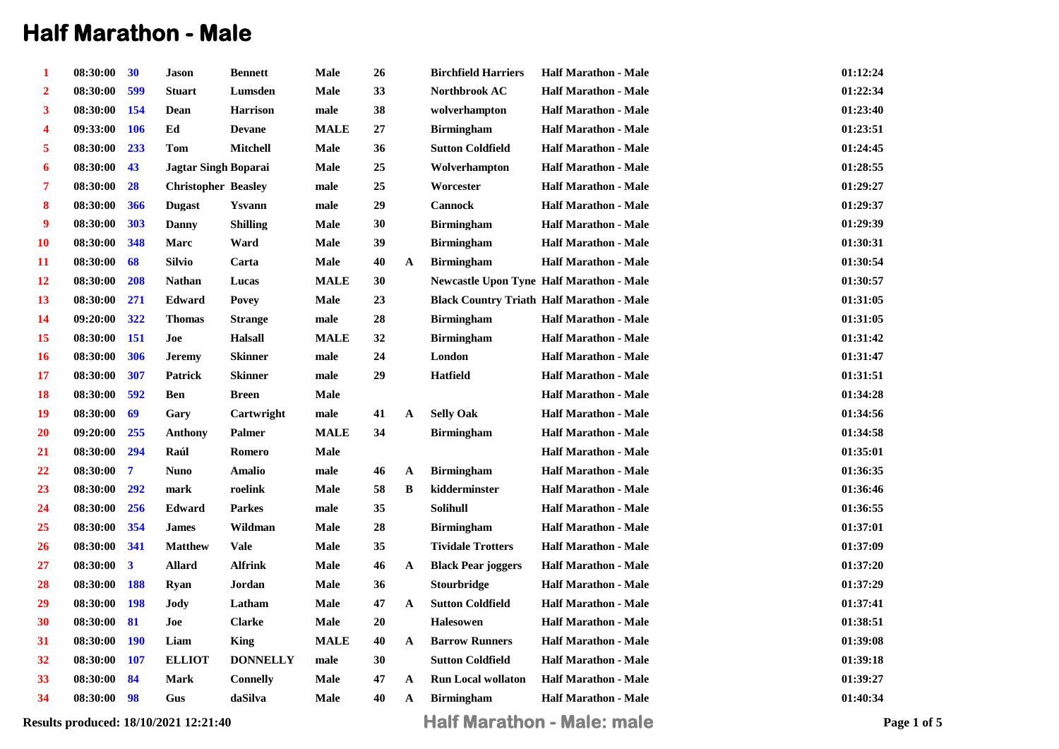# Half Marathon - Male

| | | | | | | | | | | |
|---|---|---|---|---|---|---|---|---|---|---|
| 1 | 08:30:00 | 30 | Jason | Bennett | Male | 26 | | Birchfield Harriers | Half Marathon - Male | 01:12:24 |
| 2 | 08:30:00 | 599 | Stuart | Lumsden | Male | 33 | | Northbrook AC | Half Marathon - Male | 01:22:34 |
| 3 | 08:30:00 | 154 | Dean | Harrison | male | 38 | | wolverhampton | Half Marathon - Male | 01:23:40 |
| 4 | 09:33:00 | 106 | Ed | Devane | MALE | 27 | | Birmingham | Half Marathon - Male | 01:23:51 |
| 5 | 08:30:00 | 233 | Tom | Mitchell | Male | 36 | | Sutton Coldfield | Half Marathon - Male | 01:24:45 |
| 6 | 08:30:00 | 43 | Jagtar Singh | Boparai | Male | 25 | | Wolverhampton | Half Marathon - Male | 01:28:55 |
| 7 | 08:30:00 | 28 | Christopher | Beasley | male | 25 | | Worcester | Half Marathon - Male | 01:29:27 |
| 8 | 08:30:00 | 366 | Dugast | Ysvann | male | 29 | | Cannock | Half Marathon - Male | 01:29:37 |
| 9 | 08:30:00 | 303 | Danny | Shilling | Male | 30 | | Birmingham | Half Marathon - Male | 01:29:39 |
| 10 | 08:30:00 | 348 | Marc | Ward | Male | 39 | | Birmingham | Half Marathon - Male | 01:30:31 |
| 11 | 08:30:00 | 68 | Silvio | Carta | Male | 40 | A | Birmingham | Half Marathon - Male | 01:30:54 |
| 12 | 08:30:00 | 208 | Nathan | Lucas | MALE | 30 | | Newcastle Upon Tyne | Half Marathon - Male | 01:30:57 |
| 13 | 08:30:00 | 271 | Edward | Povey | Male | 23 | | Black Country Triath | Half Marathon - Male | 01:31:05 |
| 14 | 09:20:00 | 322 | Thomas | Strange | male | 28 | | Birmingham | Half Marathon - Male | 01:31:05 |
| 15 | 08:30:00 | 151 | Joe | Halsall | MALE | 32 | | Birmingham | Half Marathon - Male | 01:31:42 |
| 16 | 08:30:00 | 306 | Jeremy | Skinner | male | 24 | | London | Half Marathon - Male | 01:31:47 |
| 17 | 08:30:00 | 307 | Patrick | Skinner | male | 29 | | Hatfield | Half Marathon - Male | 01:31:51 |
| 18 | 08:30:00 | 592 | Ben | Breen | Male | | | | Half Marathon - Male | 01:34:28 |
| 19 | 08:30:00 | 69 | Gary | Cartwright | male | 41 | A | Selly Oak | Half Marathon - Male | 01:34:56 |
| 20 | 09:20:00 | 255 | Anthony | Palmer | MALE | 34 | | Birmingham | Half Marathon - Male | 01:34:58 |
| 21 | 08:30:00 | 294 | Raúl | Romero | Male | | | | Half Marathon - Male | 01:35:01 |
| 22 | 08:30:00 | 7 | Nuno | Amalio | male | 46 | A | Birmingham | Half Marathon - Male | 01:36:35 |
| 23 | 08:30:00 | 292 | mark | roelink | Male | 58 | B | kidderminster | Half Marathon - Male | 01:36:46 |
| 24 | 08:30:00 | 256 | Edward | Parkes | male | 35 | | Solihull | Half Marathon - Male | 01:36:55 |
| 25 | 08:30:00 | 354 | James | Wildman | Male | 28 | | Birmingham | Half Marathon - Male | 01:37:01 |
| 26 | 08:30:00 | 341 | Matthew | Vale | Male | 35 | | Tividale Trotters | Half Marathon - Male | 01:37:09 |
| 27 | 08:30:00 | 3 | Allard | Alfrink | Male | 46 | A | Black Pear joggers | Half Marathon - Male | 01:37:20 |
| 28 | 08:30:00 | 188 | Ryan | Jordan | Male | 36 | | Stourbridge | Half Marathon - Male | 01:37:29 |
| 29 | 08:30:00 | 198 | Jody | Latham | Male | 47 | A | Sutton Coldfield | Half Marathon - Male | 01:37:41 |
| 30 | 08:30:00 | 81 | Joe | Clarke | Male | 20 | | Halesowen | Half Marathon - Male | 01:38:51 |
| 31 | 08:30:00 | 190 | Liam | King | MALE | 40 | A | Barrow Runners | Half Marathon - Male | 01:39:08 |
| 32 | 08:30:00 | 107 | ELLIOT | DONNELLY | male | 30 | | Sutton Coldfield | Half Marathon - Male | 01:39:18 |
| 33 | 08:30:00 | 84 | Mark | Connelly | Male | 47 | A | Run Local wollaton | Half Marathon - Male | 01:39:27 |
| 34 | 08:30:00 | 98 | Gus | daSilva | Male | 40 | A | Birmingham | Half Marathon - Male | 01:40:34 |

Results produced: 18/10/2021 12:21:40

Half Marathon - Male: male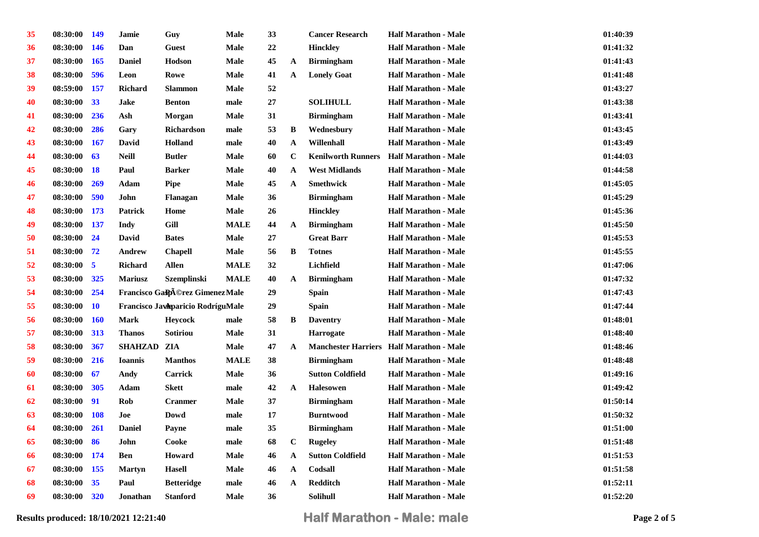| | | | | | | | | | | |
|---|---|---|---|---|---|---|---|---|---|---|
| 35 | 08:30:00 | 149 | Jamie | Guy | Male | 33 | | Cancer Research | Half Marathon - Male | 01:40:39 |
| 36 | 08:30:00 | 146 | Dan | Guest | Male | 22 | | Hinckley | Half Marathon - Male | 01:41:32 |
| 37 | 08:30:00 | 165 | Daniel | Hodson | Male | 45 | A | Birmingham | Half Marathon - Male | 01:41:43 |
| 38 | 08:30:00 | 596 | Leon | Rowe | Male | 41 | A | Lonely Goat | Half Marathon - Male | 01:41:48 |
| 39 | 08:59:00 | 157 | Richard | Slammon | Male | 52 | | | Half Marathon - Male | 01:43:27 |
| 40 | 08:30:00 | 33 | Jake | Benton | male | 27 | | SOLIHULL | Half Marathon - Male | 01:43:38 |
| 41 | 08:30:00 | 236 | Ash | Morgan | Male | 31 | | Birmingham | Half Marathon - Male | 01:43:41 |
| 42 | 08:30:00 | 286 | Gary | Richardson | male | 53 | B | Wednesbury | Half Marathon - Male | 01:43:45 |
| 43 | 08:30:00 | 167 | David | Holland | male | 40 | A | Willenhall | Half Marathon - Male | 01:43:49 |
| 44 | 08:30:00 | 63 | Neill | Butler | Male | 60 | C | Kenilworth Runners | Half Marathon - Male | 01:44:03 |
| 45 | 08:30:00 | 18 | Paul | Barker | Male | 40 | A | West Midlands | Half Marathon - Male | 01:44:58 |
| 46 | 08:30:00 | 269 | Adam | Pipe | Male | 45 | A | Smethwick | Half Marathon - Male | 01:45:05 |
| 47 | 08:30:00 | 590 | John | Flanagan | Male | 36 | | Birmingham | Half Marathon - Male | 01:45:29 |
| 48 | 08:30:00 | 173 | Patrick | Home | Male | 26 | | Hinckley | Half Marathon - Male | 01:45:36 |
| 49 | 08:30:00 | 137 | Indy | Gill | MALE | 44 | A | Birmingham | Half Marathon - Male | 01:45:50 |
| 50 | 08:30:00 | 24 | David | Bates | Male | 27 | | Great Barr | Half Marathon - Male | 01:45:53 |
| 51 | 08:30:00 | 72 | Andrew | Chapell | Male | 56 | B | Totnes | Half Marathon - Male | 01:45:55 |
| 52 | 08:30:00 | 5 | Richard | Allen | MALE | 32 | | Lichfield | Half Marathon - Male | 01:47:06 |
| 53 | 08:30:00 | 325 | Mariusz | Szemplinski | MALE | 40 | A | Birmingham | Half Marathon - Male | 01:47:32 |
| 54 | 08:30:00 | 254 | Francisco Ga | PÃ©rez Gimenez | Male | 29 | | Spain | Half Marathon - Male | 01:47:43 |
| 55 | 08:30:00 | 10 | Francisco Jav | Aparicio Rodrígu | Male | 29 | | Spain | Half Marathon - Male | 01:47:44 |
| 56 | 08:30:00 | 160 | Mark | Heycock | male | 58 | B | Daventry | Half Marathon - Male | 01:48:01 |
| 57 | 08:30:00 | 313 | Thanos | Sotiriou | Male | 31 | | Harrogate | Half Marathon - Male | 01:48:40 |
| 58 | 08:30:00 | 367 | SHAHZAD | ZIA | Male | 47 | A | Manchester Harriers | Half Marathon - Male | 01:48:46 |
| 59 | 08:30:00 | 216 | Ioannis | Manthos | MALE | 38 | | Birmingham | Half Marathon - Male | 01:48:48 |
| 60 | 08:30:00 | 67 | Andy | Carrick | Male | 36 | | Sutton Coldfield | Half Marathon - Male | 01:49:16 |
| 61 | 08:30:00 | 305 | Adam | Skett | male | 42 | A | Halesowen | Half Marathon - Male | 01:49:42 |
| 62 | 08:30:00 | 91 | Rob | Cranmer | Male | 37 | | Birmingham | Half Marathon - Male | 01:50:14 |
| 63 | 08:30:00 | 108 | Joe | Dowd | male | 17 | | Burntwood | Half Marathon - Male | 01:50:32 |
| 64 | 08:30:00 | 261 | Daniel | Payne | male | 35 | | Birmingham | Half Marathon - Male | 01:51:00 |
| 65 | 08:30:00 | 86 | John | Cooke | male | 68 | C | Rugeley | Half Marathon - Male | 01:51:48 |
| 66 | 08:30:00 | 174 | Ben | Howard | Male | 46 | A | Sutton Coldfield | Half Marathon - Male | 01:51:53 |
| 67 | 08:30:00 | 155 | Martyn | Hasell | Male | 46 | A | Codsall | Half Marathon - Male | 01:51:58 |
| 68 | 08:30:00 | 35 | Paul | Betteridge | male | 46 | A | Redditch | Half Marathon - Male | 01:52:11 |
| 69 | 08:30:00 | 320 | Jonathan | Stanford | Male | 36 | | Solihull | Half Marathon - Male | 01:52:20 |

Results produced: 18/10/2021 12:21:40

**Half Marathon - Male: male**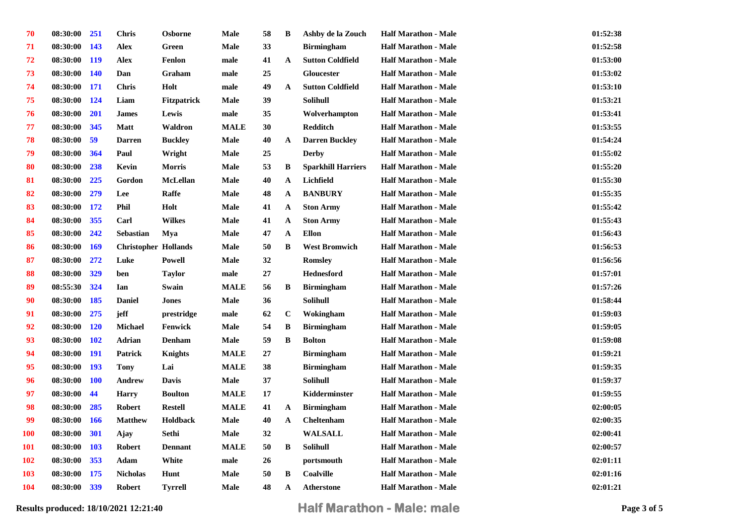| | | | | | | | | | | |
|---|---|---|---|---|---|---|---|---|---|---|
| 70 | 08:30:00 | 251 | Chris | Osborne | Male | 58 | B | Ashby de la Zouch | Half Marathon - Male | 01:52:38 |
| 71 | 08:30:00 | 143 | Alex | Green | Male | 33 | | Birmingham | Half Marathon - Male | 01:52:58 |
| 72 | 08:30:00 | 119 | Alex | Fenlon | male | 41 | A | Sutton Coldfield | Half Marathon - Male | 01:53:00 |
| 73 | 08:30:00 | 140 | Dan | Graham | male | 25 | | Gloucester | Half Marathon - Male | 01:53:02 |
| 74 | 08:30:00 | 171 | Chris | Holt | male | 49 | A | Sutton Coldfield | Half Marathon - Male | 01:53:10 |
| 75 | 08:30:00 | 124 | Liam | Fitzpatrick | Male | 39 | | Solihull | Half Marathon - Male | 01:53:21 |
| 76 | 08:30:00 | 201 | James | Lewis | male | 35 | | Wolverhampton | Half Marathon - Male | 01:53:41 |
| 77 | 08:30:00 | 345 | Matt | Waldron | MALE | 30 | | Redditch | Half Marathon - Male | 01:53:55 |
| 78 | 08:30:00 | 59 | Darren | Buckley | Male | 40 | A | Darren Buckley | Half Marathon - Male | 01:54:24 |
| 79 | 08:30:00 | 364 | Paul | Wright | Male | 25 | | Derby | Half Marathon - Male | 01:55:02 |
| 80 | 08:30:00 | 238 | Kevin | Morris | Male | 53 | B | Sparkhill Harriers | Half Marathon - Male | 01:55:20 |
| 81 | 08:30:00 | 225 | Gordon | McLellan | Male | 40 | A | Lichfield | Half Marathon - Male | 01:55:30 |
| 82 | 08:30:00 | 279 | Lee | Raffe | Male | 48 | A | BANBURY | Half Marathon - Male | 01:55:35 |
| 83 | 08:30:00 | 172 | Phil | Holt | Male | 41 | A | Ston Army | Half Marathon - Male | 01:55:42 |
| 84 | 08:30:00 | 355 | Carl | Wilkes | Male | 41 | A | Ston Army | Half Marathon - Male | 01:55:43 |
| 85 | 08:30:00 | 242 | Sebastian | Mya | Male | 47 | A | Ellon | Half Marathon - Male | 01:56:43 |
| 86 | 08:30:00 | 169 | Christopher | Hollands | Male | 50 | B | West Bromwich | Half Marathon - Male | 01:56:53 |
| 87 | 08:30:00 | 272 | Luke | Powell | Male | 32 | | Romsley | Half Marathon - Male | 01:56:56 |
| 88 | 08:30:00 | 329 | ben | Taylor | male | 27 | | Hednesford | Half Marathon - Male | 01:57:01 |
| 89 | 08:55:30 | 324 | Ian | Swain | MALE | 56 | B | Birmingham | Half Marathon - Male | 01:57:26 |
| 90 | 08:30:00 | 185 | Daniel | Jones | Male | 36 | | Solihull | Half Marathon - Male | 01:58:44 |
| 91 | 08:30:00 | 275 | jeff | prestridge | male | 62 | C | Wokingham | Half Marathon - Male | 01:59:03 |
| 92 | 08:30:00 | 120 | Michael | Fenwick | Male | 54 | B | Birmingham | Half Marathon - Male | 01:59:05 |
| 93 | 08:30:00 | 102 | Adrian | Denham | Male | 59 | B | Bolton | Half Marathon - Male | 01:59:08 |
| 94 | 08:30:00 | 191 | Patrick | Knights | MALE | 27 | | Birmingham | Half Marathon - Male | 01:59:21 |
| 95 | 08:30:00 | 193 | Tony | Lai | MALE | 38 | | Birmingham | Half Marathon - Male | 01:59:35 |
| 96 | 08:30:00 | 100 | Andrew | Davis | Male | 37 | | Solihull | Half Marathon - Male | 01:59:37 |
| 97 | 08:30:00 | 44 | Harry | Boulton | MALE | 17 | | Kidderminster | Half Marathon - Male | 01:59:55 |
| 98 | 08:30:00 | 285 | Robert | Restell | MALE | 41 | A | Birmingham | Half Marathon - Male | 02:00:05 |
| 99 | 08:30:00 | 166 | Matthew | Holdback | Male | 40 | A | Cheltenham | Half Marathon - Male | 02:00:35 |
| 100 | 08:30:00 | 301 | Ajay | Sethi | Male | 32 | | WALSALL | Half Marathon - Male | 02:00:41 |
| 101 | 08:30:00 | 103 | Robert | Dennant | MALE | 50 | B | Solihull | Half Marathon - Male | 02:00:57 |
| 102 | 08:30:00 | 353 | Adam | White | male | 26 | | portsmouth | Half Marathon - Male | 02:01:11 |
| 103 | 08:30:00 | 175 | Nicholas | Hunt | Male | 50 | B | Coalville | Half Marathon - Male | 02:01:16 |
| 104 | 08:30:00 | 339 | Robert | Tyrrell | Male | 48 | A | Atherstone | Half Marathon - Male | 02:01:21 |

Results produced: 18/10/2021 12:21:40

**Half Marathon - Male: male**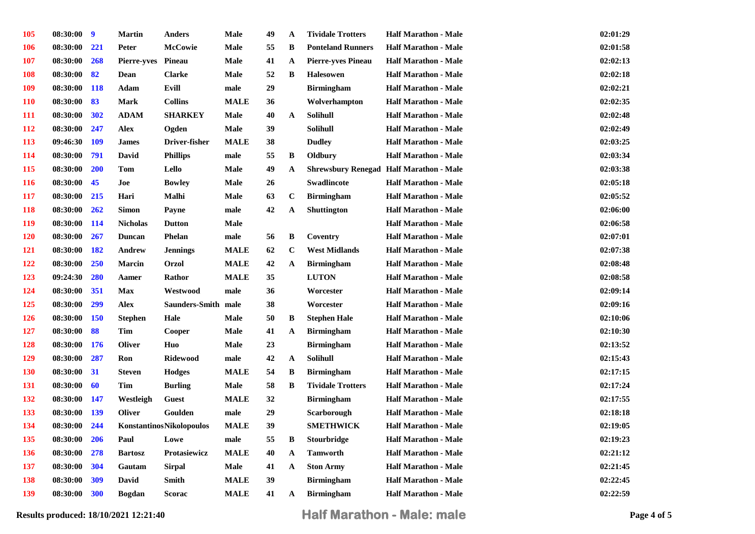| | | | | | | | | | | |
|---|---|---|---|---|---|---|---|---|---|---|
| 105 | 08:30:00 | 9 | Martin | Anders | Male | 49 | A | Tividale Trotters | Half Marathon - Male | 02:01:29 |
| 106 | 08:30:00 | 221 | Peter | McCowie | Male | 55 | B | Ponteland Runners | Half Marathon - Male | 02:01:58 |
| 107 | 08:30:00 | 268 | Pierre-yves | Pineau | Male | 41 | A | Pierre-yves Pineau | Half Marathon - Male | 02:02:13 |
| 108 | 08:30:00 | 82 | Dean | Clarke | Male | 52 | B | Halesowen | Half Marathon - Male | 02:02:18 |
| 109 | 08:30:00 | 118 | Adam | Evill | male | 29 | | Birmingham | Half Marathon - Male | 02:02:21 |
| 110 | 08:30:00 | 83 | Mark | Collins | MALE | 36 | | Wolverhampton | Half Marathon - Male | 02:02:35 |
| 111 | 08:30:00 | 302 | ADAM | SHARKEY | Male | 40 | A | Solihull | Half Marathon - Male | 02:02:48 |
| 112 | 08:30:00 | 247 | Alex | Ogden | Male | 39 | | Solihull | Half Marathon - Male | 02:02:49 |
| 113 | 09:46:30 | 109 | James | Driver-fisher | MALE | 38 | | Dudley | Half Marathon - Male | 02:03:25 |
| 114 | 08:30:00 | 791 | David | Phillips | male | 55 | B | Oldbury | Half Marathon - Male | 02:03:34 |
| 115 | 08:30:00 | 200 | Tom | Lello | Male | 49 | A | Shrewsbury Renegad | Half Marathon - Male | 02:03:38 |
| 116 | 08:30:00 | 45 | Joe | Bowley | Male | 26 | | Swadlincote | Half Marathon - Male | 02:05:18 |
| 117 | 08:30:00 | 215 | Hari | Malhi | Male | 63 | C | Birmingham | Half Marathon - Male | 02:05:52 |
| 118 | 08:30:00 | 262 | Simon | Payne | male | 42 | A | Shuttington | Half Marathon - Male | 02:06:00 |
| 119 | 08:30:00 | 114 | Nicholas | Dutton | Male | | | | Half Marathon - Male | 02:06:58 |
| 120 | 08:30:00 | 267 | Duncan | Phelan | male | 56 | B | Coventry | Half Marathon - Male | 02:07:01 |
| 121 | 08:30:00 | 182 | Andrew | Jennings | MALE | 62 | C | West Midlands | Half Marathon - Male | 02:07:38 |
| 122 | 08:30:00 | 250 | Marcin | Orzol | MALE | 42 | A | Birmingham | Half Marathon - Male | 02:08:48 |
| 123 | 09:24:30 | 280 | Aamer | Rathor | MALE | 35 | | LUTON | Half Marathon - Male | 02:08:58 |
| 124 | 08:30:00 | 351 | Max | Westwood | male | 36 | | Worcester | Half Marathon - Male | 02:09:14 |
| 125 | 08:30:00 | 299 | Alex | Saunders-Smith | male | 38 | | Worcester | Half Marathon - Male | 02:09:16 |
| 126 | 08:30:00 | 150 | Stephen | Hale | Male | 50 | B | Stephen Hale | Half Marathon - Male | 02:10:06 |
| 127 | 08:30:00 | 88 | Tim | Cooper | Male | 41 | A | Birmingham | Half Marathon - Male | 02:10:30 |
| 128 | 08:30:00 | 176 | Oliver | Huo | Male | 23 | | Birmingham | Half Marathon - Male | 02:13:52 |
| 129 | 08:30:00 | 287 | Ron | Ridewood | male | 42 | A | Solihull | Half Marathon - Male | 02:15:43 |
| 130 | 08:30:00 | 31 | Steven | Hodges | MALE | 54 | B | Birmingham | Half Marathon - Male | 02:17:15 |
| 131 | 08:30:00 | 60 | Tim | Burling | Male | 58 | B | Tividale Trotters | Half Marathon - Male | 02:17:24 |
| 132 | 08:30:00 | 147 | Westleigh | Guest | MALE | 32 | | Birmingham | Half Marathon - Male | 02:17:55 |
| 133 | 08:30:00 | 139 | Oliver | Goulden | male | 29 | | Scarborough | Half Marathon - Male | 02:18:18 |
| 134 | 08:30:00 | 244 | Konstantinos | Nikolopoulos | MALE | 39 | | SMETHWICK | Half Marathon - Male | 02:19:05 |
| 135 | 08:30:00 | 206 | Paul | Lowe | male | 55 | B | Stourbridge | Half Marathon - Male | 02:19:23 |
| 136 | 08:30:00 | 278 | Bartosz | Protasiewicz | MALE | 40 | A | Tamworth | Half Marathon - Male | 02:21:12 |
| 137 | 08:30:00 | 304 | Gautam | Sirpal | Male | 41 | A | Ston Army | Half Marathon - Male | 02:21:45 |
| 138 | 08:30:00 | 309 | David | Smith | MALE | 39 | | Birmingham | Half Marathon - Male | 02:22:45 |
| 139 | 08:30:00 | 300 | Bogdan | Scorac | MALE | 41 | A | Birmingham | Half Marathon - Male | 02:22:59 |

Results produced: 18/10/2021 12:21:40

**Half Marathon - Male: male**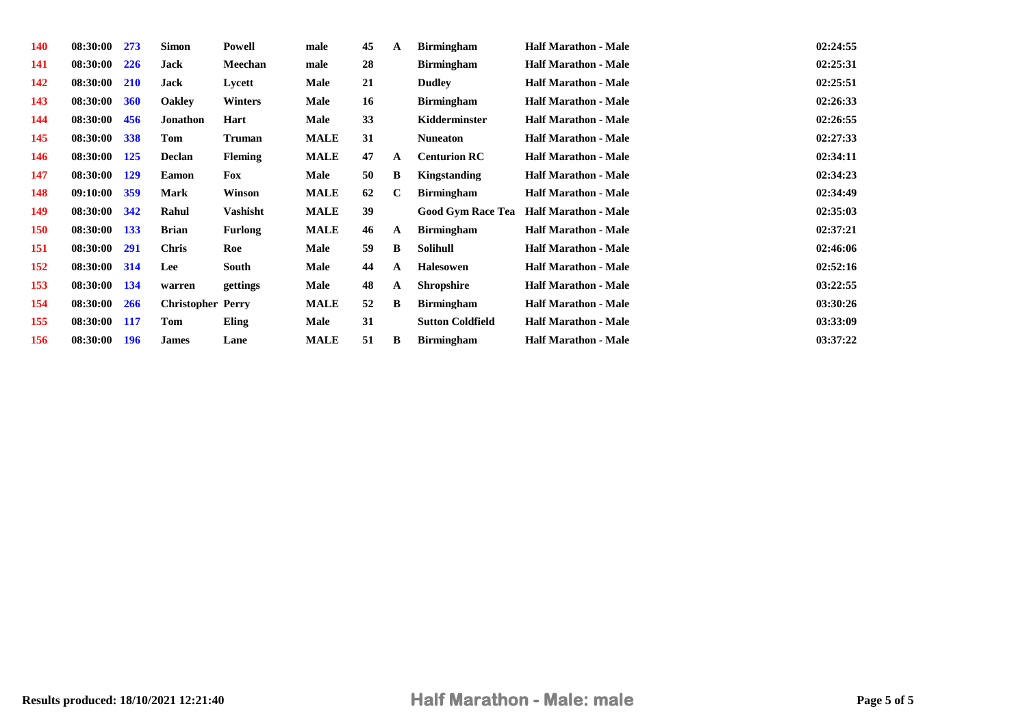| | | | | | | | | | | |
|---|---|---|---|---|---|---|---|---|---|---|
| 140 | 08:30:00 | 273 | Simon | Powell | male | 45 | A | Birmingham | Half Marathon - Male | 02:24:55 |
| 141 | 08:30:00 | 226 | Jack | Meechan | male | 28 | | Birmingham | Half Marathon - Male | 02:25:31 |
| 142 | 08:30:00 | 210 | Jack | Lycett | Male | 21 | | Dudley | Half Marathon - Male | 02:25:51 |
| 143 | 08:30:00 | 360 | Oakley | Winters | Male | 16 | | Birmingham | Half Marathon - Male | 02:26:33 |
| 144 | 08:30:00 | 456 | Jonathon | Hart | Male | 33 | | Kidderminster | Half Marathon - Male | 02:26:55 |
| 145 | 08:30:00 | 338 | Tom | Truman | MALE | 31 | | Nuneaton | Half Marathon - Male | 02:27:33 |
| 146 | 08:30:00 | 125 | Declan | Fleming | MALE | 47 | A | Centurion RC | Half Marathon - Male | 02:34:11 |
| 147 | 08:30:00 | 129 | Eamon | Fox | Male | 50 | B | Kingstanding | Half Marathon - Male | 02:34:23 |
| 148 | 09:10:00 | 359 | Mark | Winson | MALE | 62 | C | Birmingham | Half Marathon - Male | 02:34:49 |
| 149 | 08:30:00 | 342 | Rahul | Vashisht | MALE | 39 | | Good Gym Race Tea | Half Marathon - Male | 02:35:03 |
| 150 | 08:30:00 | 133 | Brian | Furlong | MALE | 46 | A | Birmingham | Half Marathon - Male | 02:37:21 |
| 151 | 08:30:00 | 291 | Chris | Roe | Male | 59 | B | Solihull | Half Marathon - Male | 02:46:06 |
| 152 | 08:30:00 | 314 | Lee | South | Male | 44 | A | Halesowen | Half Marathon - Male | 02:52:16 |
| 153 | 08:30:00 | 134 | warren | gettings | Male | 48 | A | Shropshire | Half Marathon - Male | 03:22:55 |
| 154 | 08:30:00 | 266 | Christopher | Perry | MALE | 52 | B | Birmingham | Half Marathon - Male | 03:30:26 |
| 155 | 08:30:00 | 117 | Tom | Eling | Male | 31 | | Sutton Coldfield | Half Marathon - Male | 03:33:09 |
| 156 | 08:30:00 | 196 | James | Lane | MALE | 51 | B | Birmingham | Half Marathon - Male | 03:37:22 |

Results produced: 18/10/2021 12:21:40

**Half Marathon - Male: male**